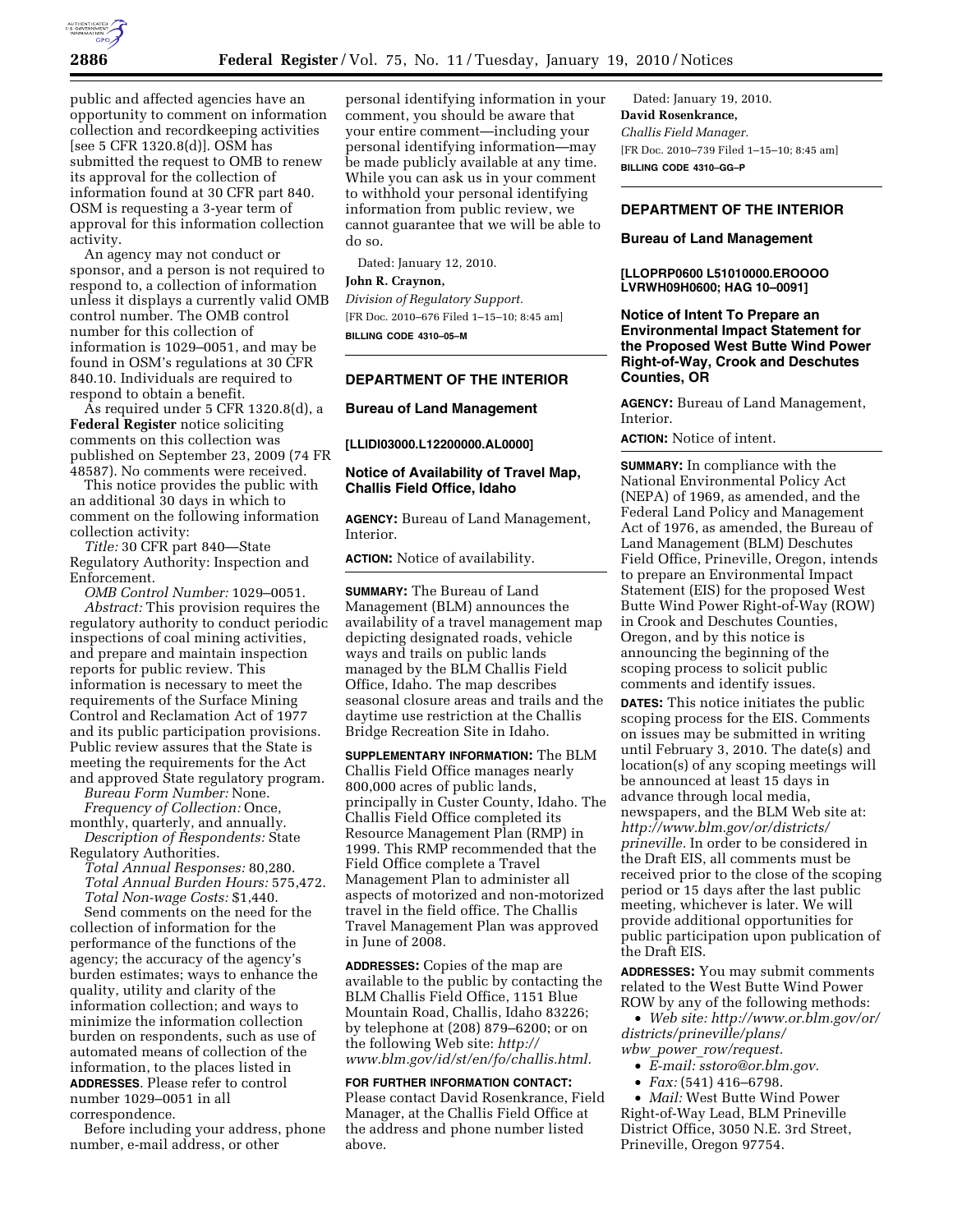public and affected agencies have an opportunity to comment on information collection and recordkeeping activities [see 5 CFR 1320.8(d)]. OSM has submitted the request to OMB to renew its approval for the collection of information found at 30 CFR part 840. OSM is requesting a 3-year term of approval for this information collection activity.

An agency may not conduct or sponsor, and a person is not required to respond to, a collection of information unless it displays a currently valid OMB control number. The OMB control number for this collection of information is 1029–0051, and may be found in OSM's regulations at 30 CFR 840.10. Individuals are required to respond to obtain a benefit.

As required under 5 CFR 1320.8(d), a **Federal Register** notice soliciting comments on this collection was published on September 23, 2009 (74 FR 48587). No comments were received.

This notice provides the public with an additional 30 days in which to comment on the following information collection activity:

*Title:* 30 CFR part 840—State Regulatory Authority: Inspection and Enforcement.

*OMB Control Number:* 1029–0051.

*Abstract:* This provision requires the regulatory authority to conduct periodic inspections of coal mining activities, and prepare and maintain inspection reports for public review. This information is necessary to meet the requirements of the Surface Mining Control and Reclamation Act of 1977 and its public participation provisions. Public review assures that the State is meeting the requirements for the Act and approved State regulatory program.

*Bureau Form Number:* None.

*Frequency of Collection:* Once, monthly, quarterly, and annually.

*Description of Respondents:* State Regulatory Authorities.

*Total Annual Responses:* 80,280.

*Total Annual Burden Hours:* 575,472.

*Total Non-wage Costs:* $1,440.

Send comments on the need for the collection of information for the performance of the functions of the agency; the accuracy of the agency's burden estimates; ways to enhance the quality, utility and clarity of the information collection; and ways to minimize the information collection burden on respondents, such as use of automated means of collection of the information, to the places listed in **ADDRESSES**. Please refer to control number 1029–0051 in all correspondence.

Before including your address, phone number, e-mail address, or other personal identifying information in your comment, you should be aware that your entire comment—including your personal identifying information—may be made publicly available at any time. While you can ask us in your comment to withhold your personal identifying information from public review, we cannot guarantee that we will be able to do so.

Dated: January 12, 2010.

**John R. Craynon,**

*Division of Regulatory Support.*

[FR Doc. 2010–676 Filed 1–15–10; 8:45 am]

**BILLING CODE 4310–05–M**

---

## DEPARTMENT OF THE INTERIOR

### Bureau of Land Management

**[LLIDI03000.L12200000.AL0000]**

### Notice of Availability of Travel Map, Challis Field Office, Idaho

**AGENCY:** Bureau of Land Management, Interior.

**ACTION:** Notice of availability.

**SUMMARY:** The Bureau of Land Management (BLM) announces the availability of a travel management map depicting designated roads, vehicle ways and trails on public lands managed by the BLM Challis Field Office, Idaho. The map describes seasonal closure areas and trails and the daytime use restriction at the Challis Bridge Recreation Site in Idaho.

**SUPPLEMENTARY INFORMATION:** The BLM Challis Field Office manages nearly 800,000 acres of public lands, principally in Custer County, Idaho. The Challis Field Office completed its Resource Management Plan (RMP) in 1999. This RMP recommended that the Field Office complete a Travel Management Plan to administer all aspects of motorized and non-motorized travel in the field office. The Challis Travel Management Plan was approved in June of 2008.

**ADDRESSES:** Copies of the map are available to the public by contacting the BLM Challis Field Office, 1151 Blue Mountain Road, Challis, Idaho 83226; by telephone at (208) 879–6200; or on the following Web site: *http://www.blm.gov/id/st/en/fo/challis.html.*

**FOR FURTHER INFORMATION CONTACT:** Please contact David Rosenkrance, Field Manager, at the Challis Field Office at the address and phone number listed above.

Dated: January 19, 2010.

**David Rosenkrance,**

*Challis Field Manager.*

[FR Doc. 2010–739 Filed 1–15–10; 8:45 am]

**BILLING CODE 4310–GG–P**

---

## DEPARTMENT OF THE INTERIOR

### Bureau of Land Management

**[LLOPRP0600 L51010000.EROOOO LVRWH09H0600; HAG 10–0091]**

### Notice of Intent To Prepare an Environmental Impact Statement for the Proposed West Butte Wind Power Right-of-Way, Crook and Deschutes Counties, OR

**AGENCY:** Bureau of Land Management, Interior.

**ACTION:** Notice of intent.

**SUMMARY:** In compliance with the National Environmental Policy Act (NEPA) of 1969, as amended, and the Federal Land Policy and Management Act of 1976, as amended, the Bureau of Land Management (BLM) Deschutes Field Office, Prineville, Oregon, intends to prepare an Environmental Impact Statement (EIS) for the proposed West Butte Wind Power Right-of-Way (ROW) in Crook and Deschutes Counties, Oregon, and by this notice is announcing the beginning of the scoping process to solicit public comments and identify issues.

**DATES:** This notice initiates the public scoping process for the EIS. Comments on issues may be submitted in writing until February 3, 2010. The date(s) and location(s) of any scoping meetings will be announced at least 15 days in advance through local media, newspapers, and the BLM Web site at: *http://www.blm.gov/or/districts/prineville.* In order to be considered in the Draft EIS, all comments must be received prior to the close of the scoping period or 15 days after the last public meeting, whichever is later. We will provide additional opportunities for public participation upon publication of the Draft EIS.

**ADDRESSES:** You may submit comments related to the West Butte Wind Power ROW by any of the following methods:

- *Web site: http://www.or.blm.gov/or/districts/prineville/plans/wbw_power_row/request.*
- *E-mail: sstoro@or.blm.gov.*
- *Fax:* (541) 416–6798.
- *Mail:* West Butte Wind Power Right-of-Way Lead, BLM Prineville District Office, 3050 N.E. 3rd Street, Prineville, Oregon 97754.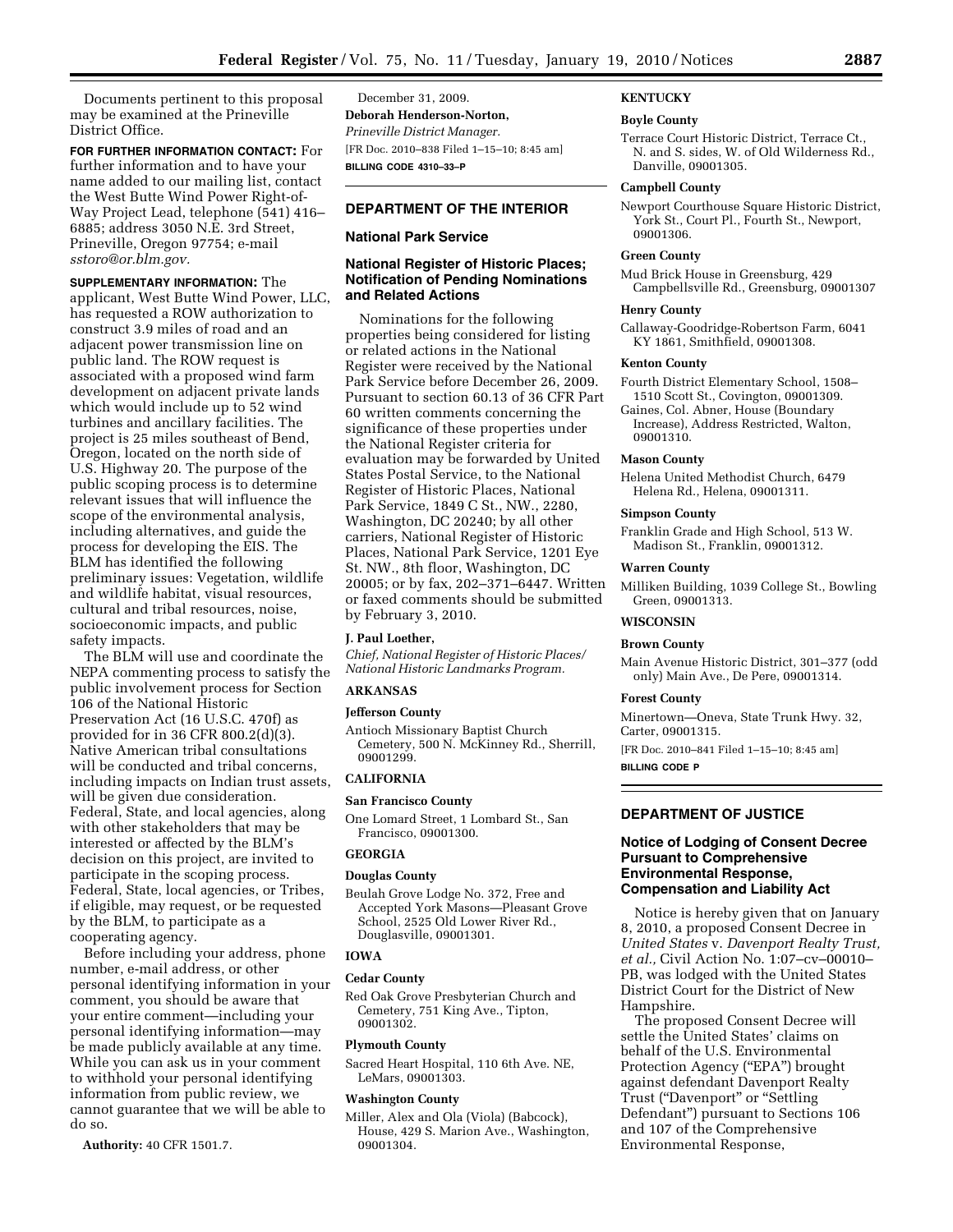Documents pertinent to this proposal may be examined at the Prineville District Office.

**FOR FURTHER INFORMATION CONTACT:** For further information and to have your name added to our mailing list, contact the West Butte Wind Power Right-of-Way Project Lead, telephone (541) 416–6885; address 3050 N.E. 3rd Street, Prineville, Oregon 97754; e-mail *sstoro@or.blm.gov.*

**SUPPLEMENTARY INFORMATION:** The applicant, West Butte Wind Power, LLC, has requested a ROW authorization to construct 3.9 miles of road and an adjacent power transmission line on public land. The ROW request is associated with a proposed wind farm development on adjacent private lands which would include up to 52 wind turbines and ancillary facilities. The project is 25 miles southeast of Bend, Oregon, located on the north side of U.S. Highway 20. The purpose of the public scoping process is to determine relevant issues that will influence the scope of the environmental analysis, including alternatives, and guide the process for developing the EIS. The BLM has identified the following preliminary issues: Vegetation, wildlife and wildlife habitat, visual resources, cultural and tribal resources, noise, socioeconomic impacts, and public safety impacts.

The BLM will use and coordinate the NEPA commenting process to satisfy the public involvement process for Section 106 of the National Historic Preservation Act (16 U.S.C. 470f) as provided for in 36 CFR 800.2(d)(3). Native American tribal consultations will be conducted and tribal concerns, including impacts on Indian trust assets, will be given due consideration. Federal, State, and local agencies, along with other stakeholders that may be interested or affected by the BLM's decision on this project, are invited to participate in the scoping process. Federal, State, local agencies, or Tribes, if eligible, may request, or be requested by the BLM, to participate as a cooperating agency.

Before including your address, phone number, e-mail address, or other personal identifying information in your comment, you should be aware that your entire comment—including your personal identifying information—may be made publicly available at any time. While you can ask us in your comment to withhold your personal identifying information from public review, we cannot guarantee that we will be able to do so.

**Authority:** 40 CFR 1501.7.

December 31, 2009.

**Deborah Henderson-Norton,**

*Prineville District Manager.*

[FR Doc. 2010–838 Filed 1–15–10; 8:45 am]

**BILLING CODE 4310–33–P**

## DEPARTMENT OF THE INTERIOR

### National Park Service

### National Register of Historic Places; Notification of Pending Nominations and Related Actions

Nominations for the following properties being considered for listing or related actions in the National Register were received by the National Park Service before December 26, 2009. Pursuant to section 60.13 of 36 CFR Part 60 written comments concerning the significance of these properties under the National Register criteria for evaluation may be forwarded by United States Postal Service, to the National Register of Historic Places, National Park Service, 1849 C St., NW., 2280, Washington, DC 20240; by all other carriers, National Register of Historic Places, National Park Service, 1201 Eye St. NW., 8th floor, Washington, DC 20005; or by fax, 202–371–6447. Written or faxed comments should be submitted by February 3, 2010.

**J. Paul Loether,**

*Chief, National Register of Historic Places/ National Historic Landmarks Program.*

**ARKANSAS**

**Jefferson County**

Antioch Missionary Baptist Church Cemetery, 500 N. McKinney Rd., Sherrill, 09001299.

**CALIFORNIA**

**San Francisco County**

One Lomard Street, 1 Lombard St., San Francisco, 09001300.

**GEORGIA**

**Douglas County**

Beulah Grove Lodge No. 372, Free and Accepted York Masons—Pleasant Grove School, 2525 Old Lower River Rd., Douglasville, 09001301.

**IOWA**

**Cedar County**

Red Oak Grove Presbyterian Church and Cemetery, 751 King Ave., Tipton, 09001302.

**Plymouth County**

Sacred Heart Hospital, 110 6th Ave. NE, LeMars, 09001303.

**Washington County**

Miller, Alex and Ola (Viola) (Babcock), House, 429 S. Marion Ave., Washington, 09001304.

**KENTUCKY**

**Boyle County**

Terrace Court Historic District, Terrace Ct., N. and S. sides, W. of Old Wilderness Rd., Danville, 09001305.

**Campbell County**

Newport Courthouse Square Historic District, York St., Court Pl., Fourth St., Newport, 09001306.

**Green County**

Mud Brick House in Greensburg, 429 Campbellsville Rd., Greensburg, 09001307

**Henry County**

Callaway-Goodridge-Robertson Farm, 6041 KY 1861, Smithfield, 09001308.

**Kenton County**

Fourth District Elementary School, 1508–1510 Scott St., Covington, 09001309.

Gaines, Col. Abner, House (Boundary Increase), Address Restricted, Walton, 09001310.

**Mason County**

Helena United Methodist Church, 6479 Helena Rd., Helena, 09001311.

**Simpson County**

Franklin Grade and High School, 513 W. Madison St., Franklin, 09001312.

**Warren County**

Milliken Building, 1039 College St., Bowling Green, 09001313.

**WISCONSIN**

**Brown County**

Main Avenue Historic District, 301–377 (odd only) Main Ave., De Pere, 09001314.

**Forest County**

Minertown—Oneva, State Trunk Hwy. 32, Carter, 09001315.

[FR Doc. 2010–841 Filed 1–15–10; 8:45 am]

**BILLING CODE P**

## DEPARTMENT OF JUSTICE

### Notice of Lodging of Consent Decree Pursuant to Comprehensive Environmental Response, Compensation and Liability Act

Notice is hereby given that on January 8, 2010, a proposed Consent Decree in *United States* v. *Davenport Realty Trust, et al.,* Civil Action No. 1:07–cv–00010–PB, was lodged with the United States District Court for the District of New Hampshire.

The proposed Consent Decree will settle the United States' claims on behalf of the U.S. Environmental Protection Agency ("EPA") brought against defendant Davenport Realty Trust ("Davenport" or "Settling Defendant") pursuant to Sections 106 and 107 of the Comprehensive Environmental Response,